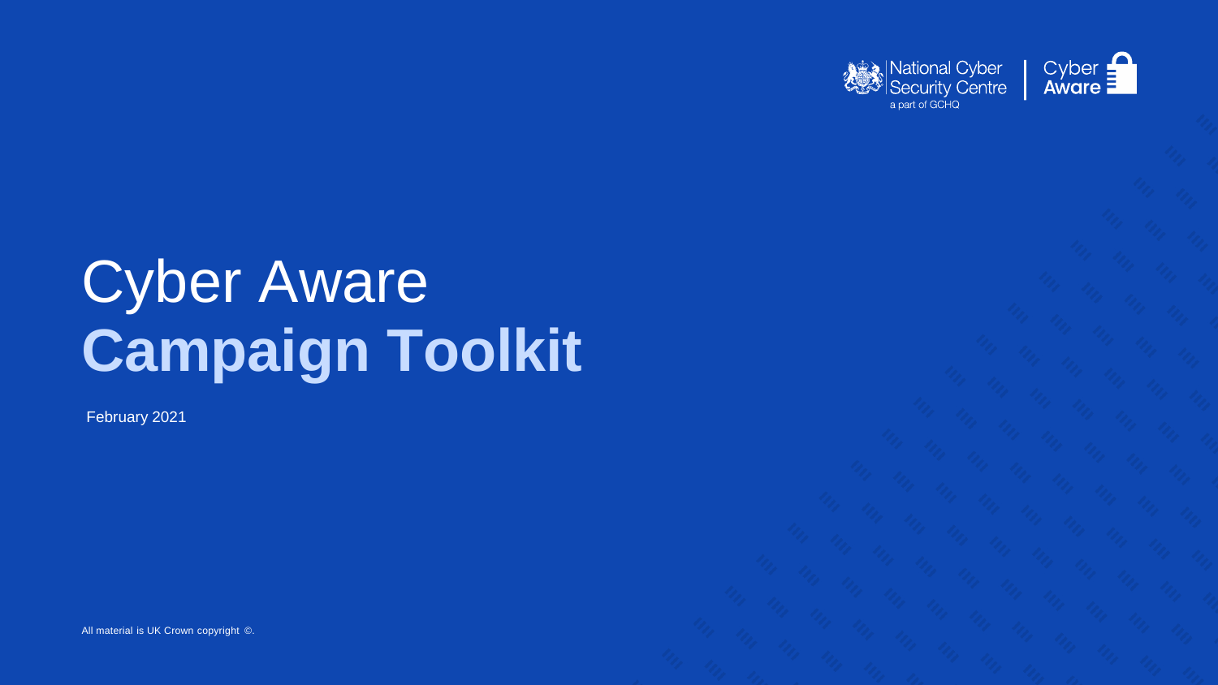National Cyber Security Centre
a part of GCHQ

Cyber Aware

# Cyber Aware **Campaign Toolkit**

February 2021

All material is UK Crown copyright ©.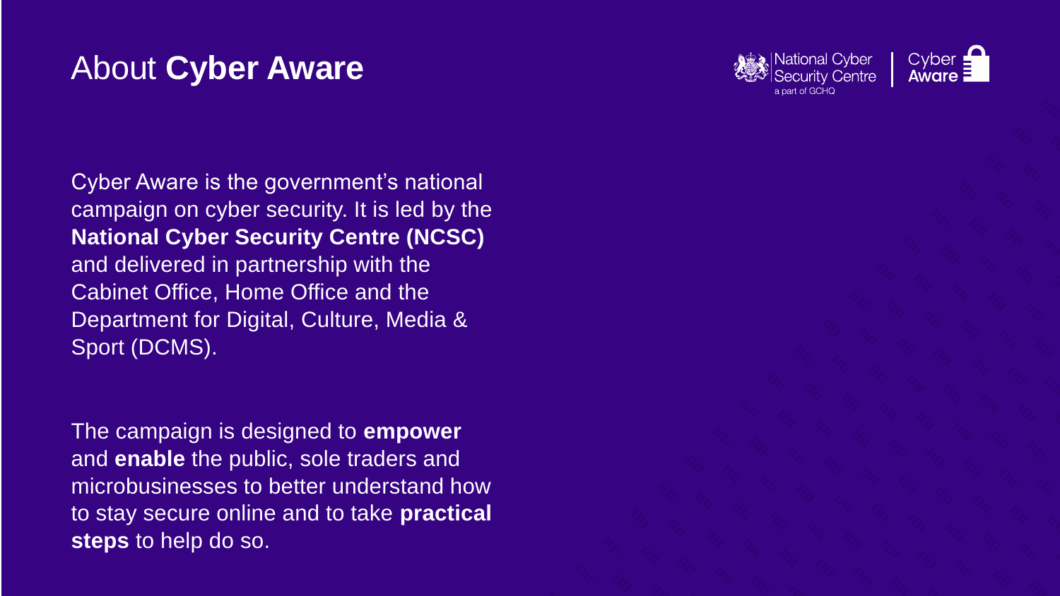# About **Cyber Aware**

Cyber Aware is the government's national campaign on cyber security. It is led by the **National Cyber Security Centre (NCSC)** and delivered in partnership with the Cabinet Office, Home Office and the Department for Digital, Culture, Media & Sport (DCMS).

The campaign is designed to **empower** and **enable** the public, sole traders and microbusinesses to better understand how to stay secure online and to take **practical steps** to help do so.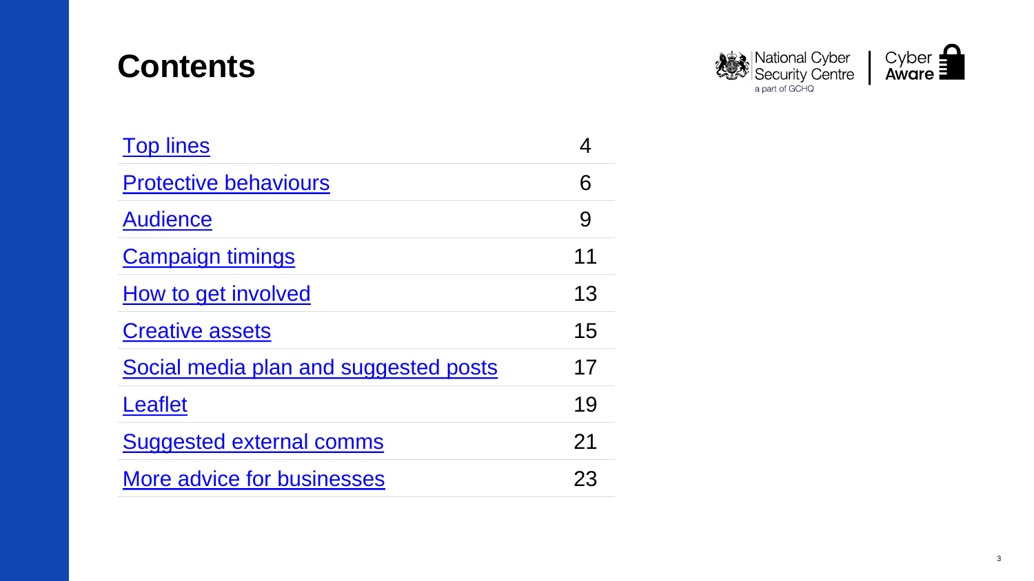# Contents

| | |
|---|---|
| Top lines | 4 |
| Protective behaviours | 6 |
| Audience | 9 |
| Campaign timings | 11 |
| How to get involved | 13 |
| Creative assets | 15 |
| Social media plan and suggested posts | 17 |
| Leaflet | 19 |
| Suggested external comms | 21 |
| More advice for businesses | 23 |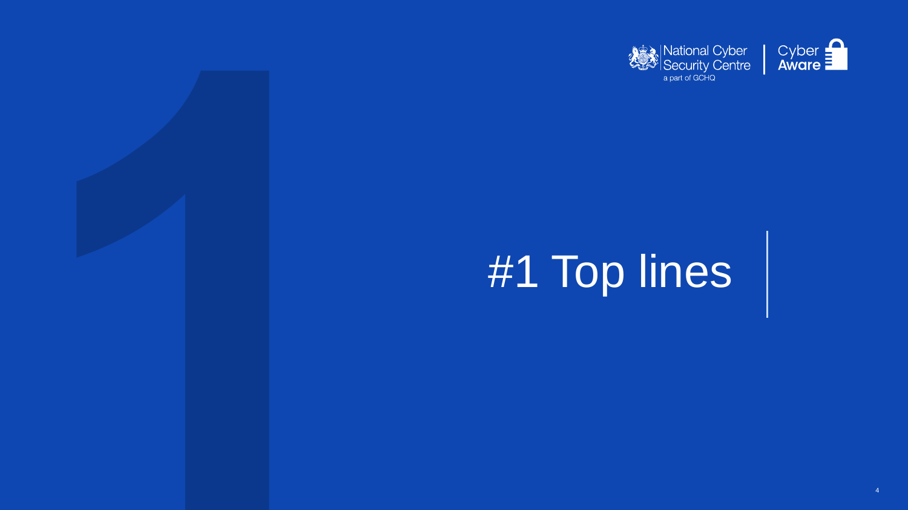# #1 Top lines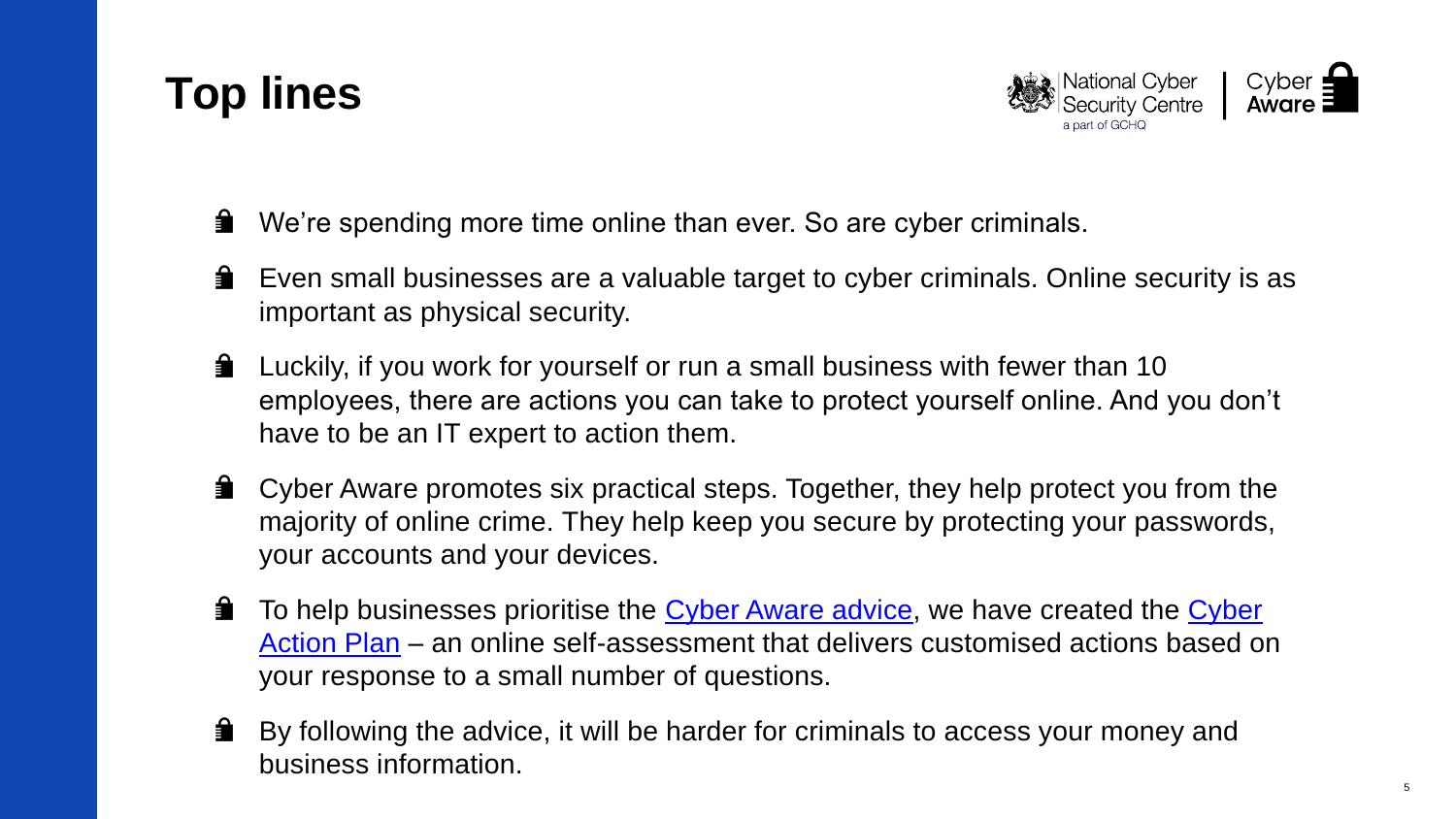# Top lines

- We're spending more time online than ever. So are cyber criminals.
- Even small businesses are a valuable target to cyber criminals. Online security is as important as physical security.
- Luckily, if you work for yourself or run a small business with fewer than 10 employees, there are actions you can take to protect yourself online. And you don't have to be an IT expert to action them.
- Cyber Aware promotes six practical steps. Together, they help protect you from the majority of online crime. They help keep you secure by protecting your passwords, your accounts and your devices.
- To help businesses prioritise the Cyber Aware advice, we have created the Cyber Action Plan – an online self-assessment that delivers customised actions based on your response to a small number of questions.
- By following the advice, it will be harder for criminals to access your money and business information.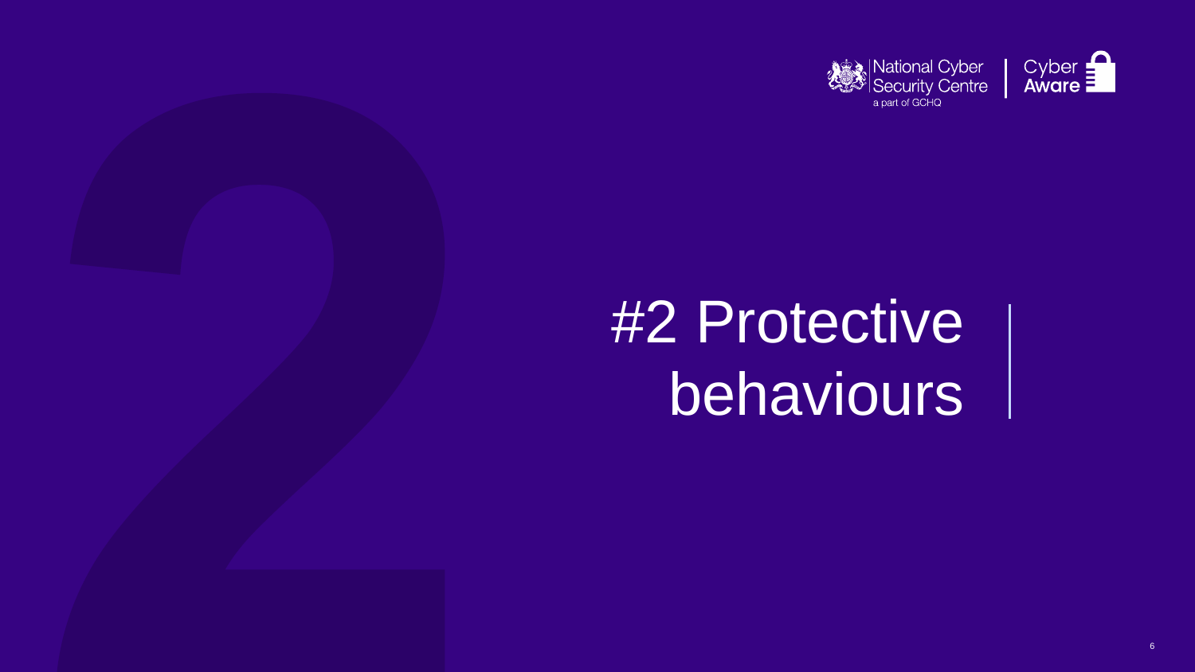# #2 Protective behaviours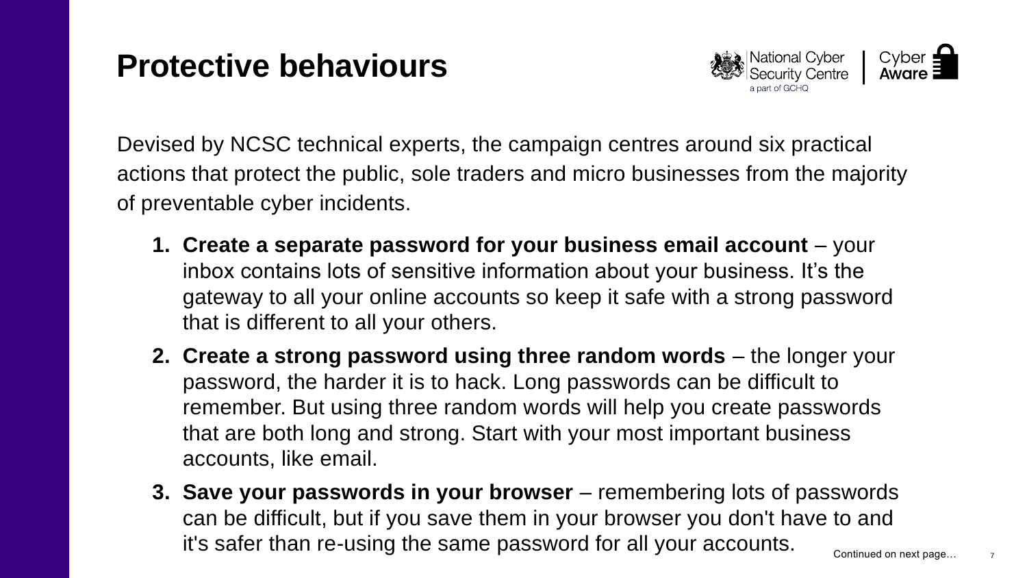# Protective behaviours

Devised by NCSC technical experts, the campaign centres around six practical actions that protect the public, sole traders and micro businesses from the majority of preventable cyber incidents.

1. **Create a separate password for your business email account** – your inbox contains lots of sensitive information about your business. It's the gateway to all your online accounts so keep it safe with a strong password that is different to all your others.
2. **Create a strong password using three random words** – the longer your password, the harder it is to hack. Long passwords can be difficult to remember. But using three random words will help you create passwords that are both long and strong. Start with your most important business accounts, like email.
3. **Save your passwords in your browser** – remembering lots of passwords can be difficult, but if you save them in your browser you don't have to and it's safer than re-using the same password for all your accounts.

Continued on next page…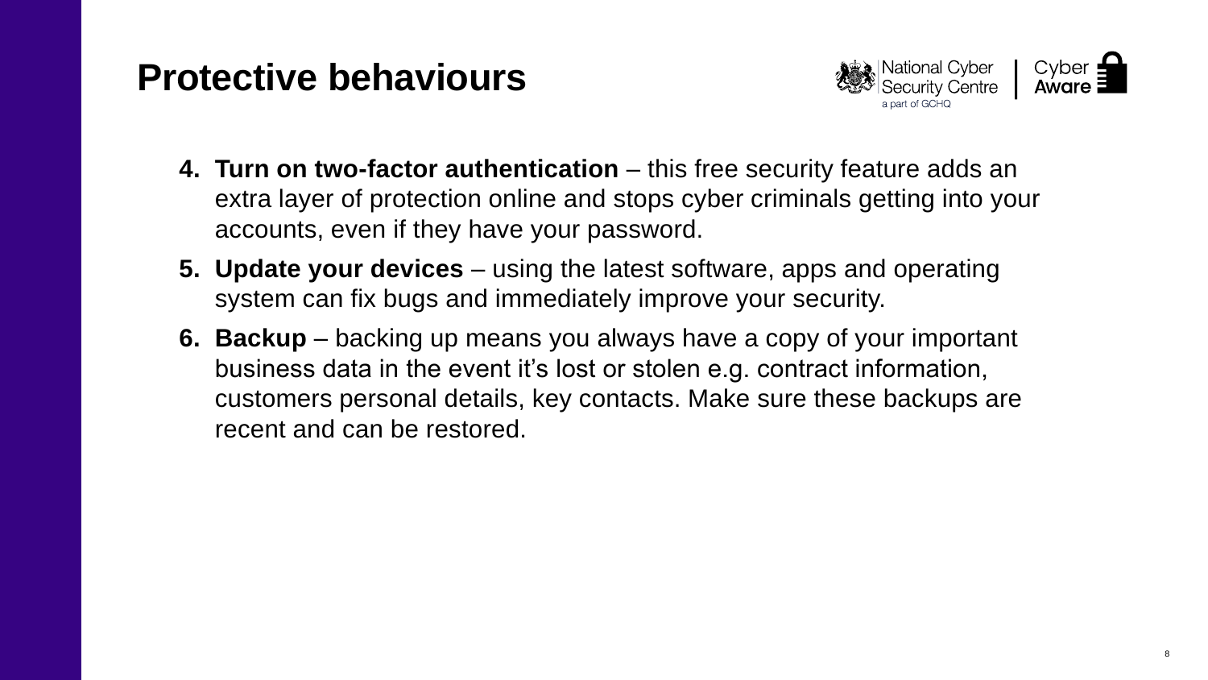# Protective behaviours

4. **Turn on two-factor authentication** – this free security feature adds an extra layer of protection online and stops cyber criminals getting into your accounts, even if they have your password.
5. **Update your devices** – using the latest software, apps and operating system can fix bugs and immediately improve your security.
6. **Backup** – backing up means you always have a copy of your important business data in the event it's lost or stolen e.g. contract information, customers personal details, key contacts. Make sure these backups are recent and can be restored.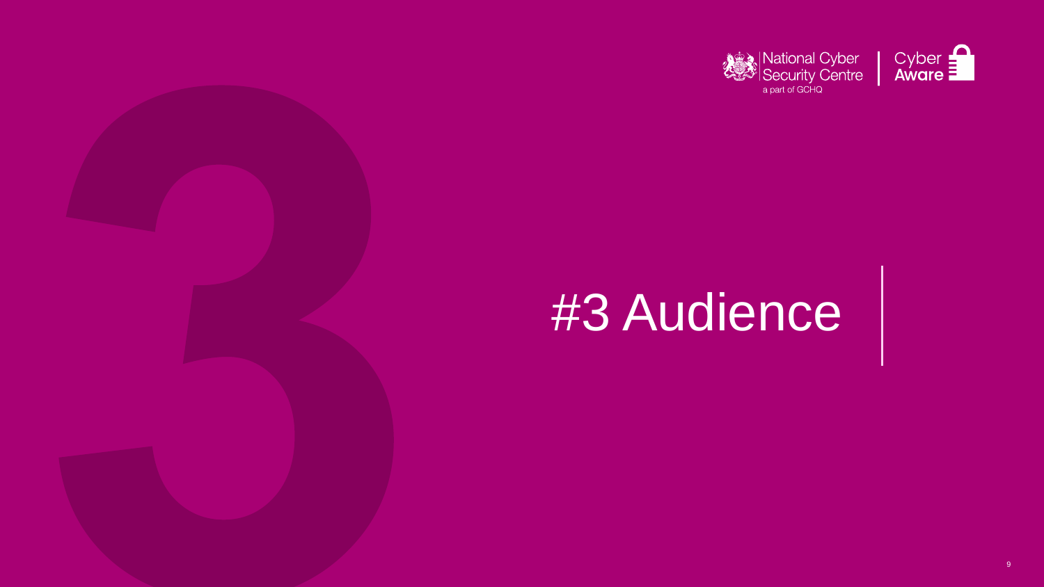# #3 Audience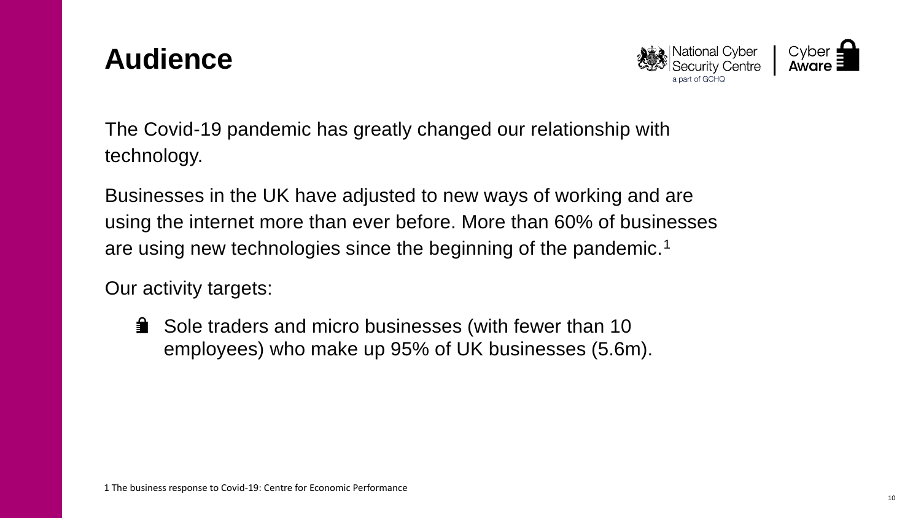# Audience

The Covid-19 pandemic has greatly changed our relationship with technology.

Businesses in the UK have adjusted to new ways of working and are using the internet more than ever before. More than 60% of businesses are using new technologies since the beginning of the pandemic.[1]

Our activity targets:

- Sole traders and micro businesses (with fewer than 10 employees) who make up 95% of UK businesses (5.6m).

1 The business response to Covid-19: Centre for Economic Performance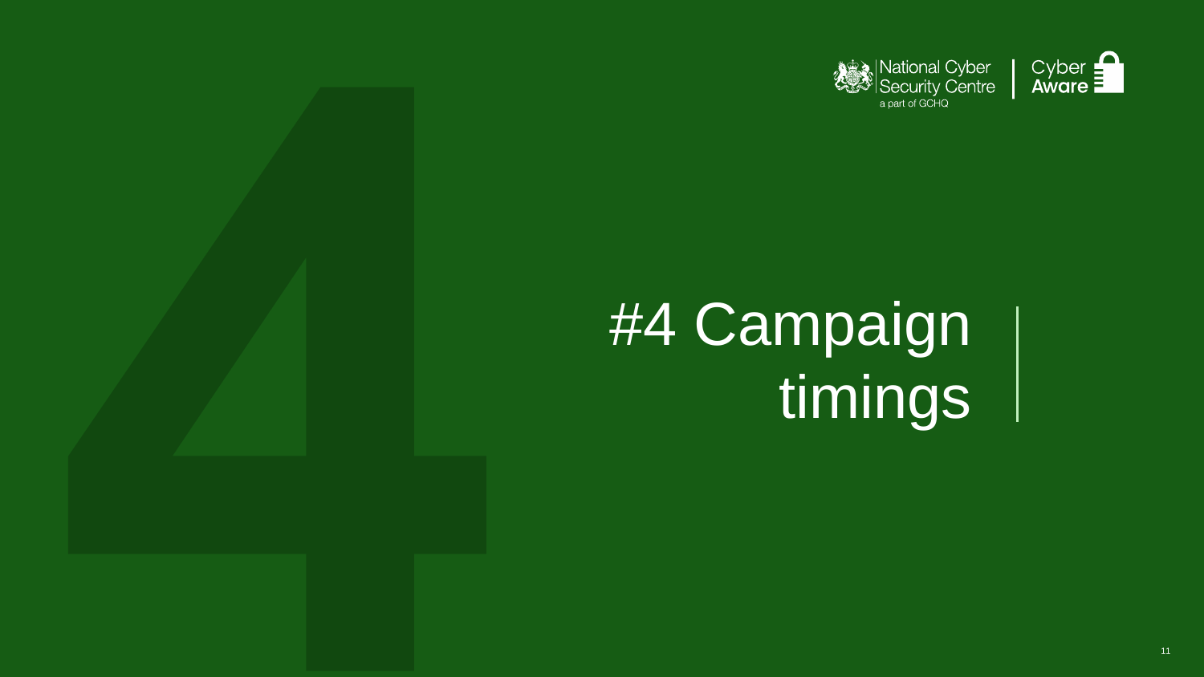# #4 Campaign timings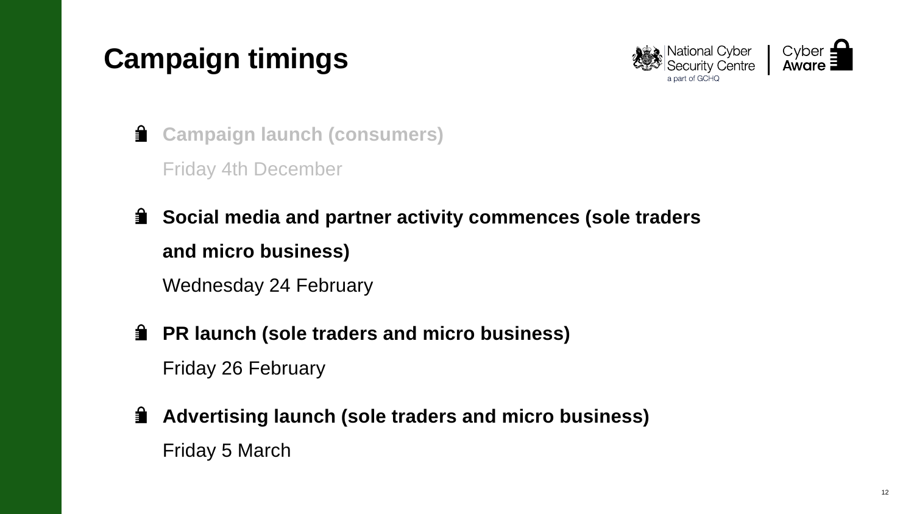# Campaign timings

- **Campaign launch (consumers)**

  Friday 4th December

- **Social media and partner activity commences (sole traders and micro business)**

  Wednesday 24 February

- **PR launch (sole traders and micro business)**

  Friday 26 February

- **Advertising launch (sole traders and micro business)**

  Friday 5 March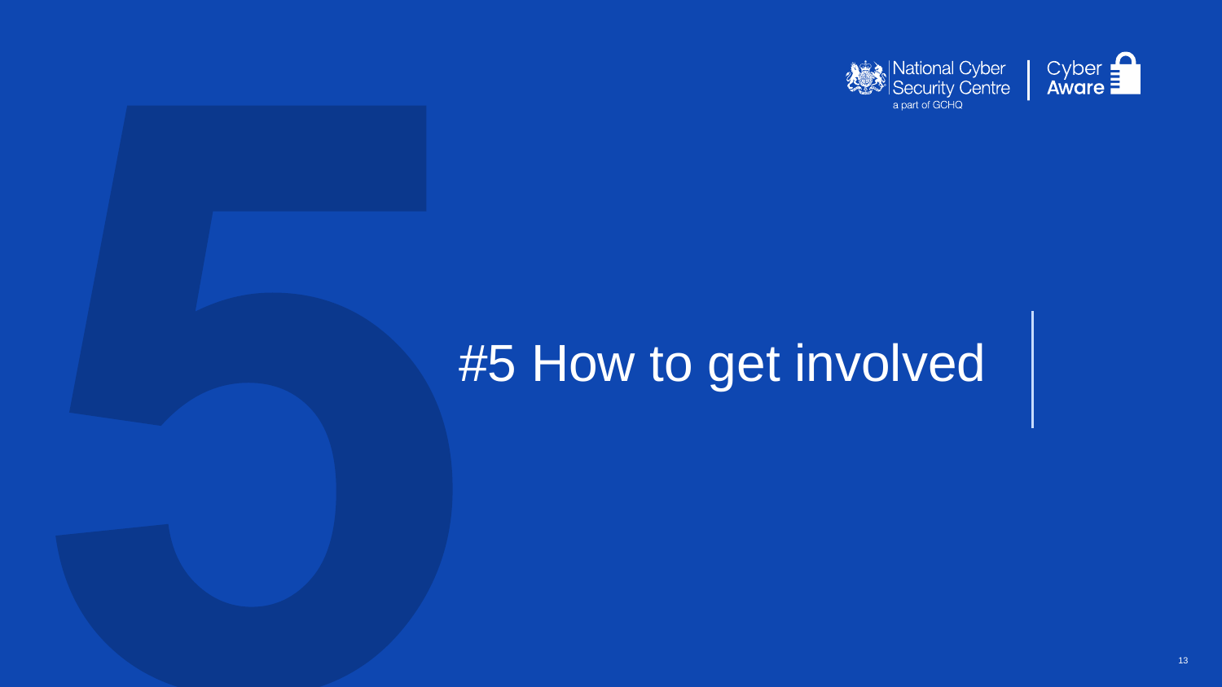# #5 How to get involved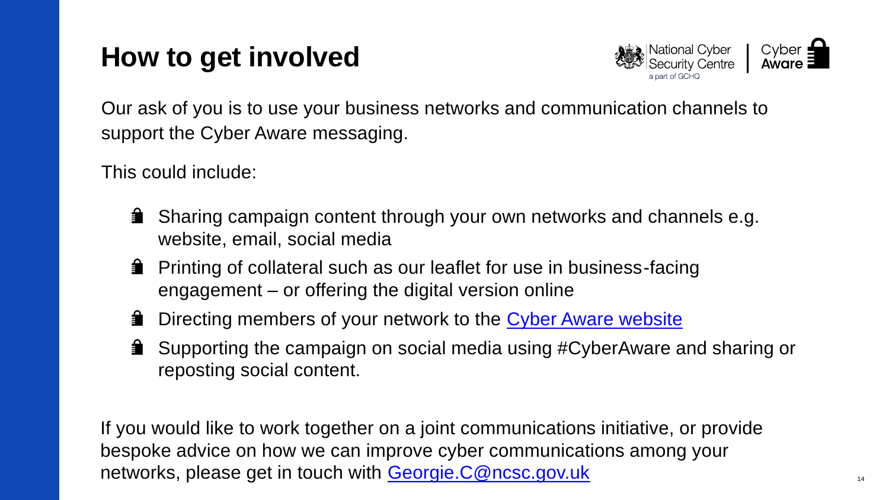# How to get involved

Our ask of you is to use your business networks and communication channels to support the Cyber Aware messaging.

This could include:

- Sharing campaign content through your own networks and channels e.g. website, email, social media
- Printing of collateral such as our leaflet for use in business-facing engagement – or offering the digital version online
- Directing members of your network to the Cyber Aware website
- Supporting the campaign on social media using #CyberAware and sharing or reposting social content.

If you would like to work together on a joint communications initiative, or provide bespoke advice on how we can improve cyber communications among your networks, please get in touch with Georgie.C@ncsc.gov.uk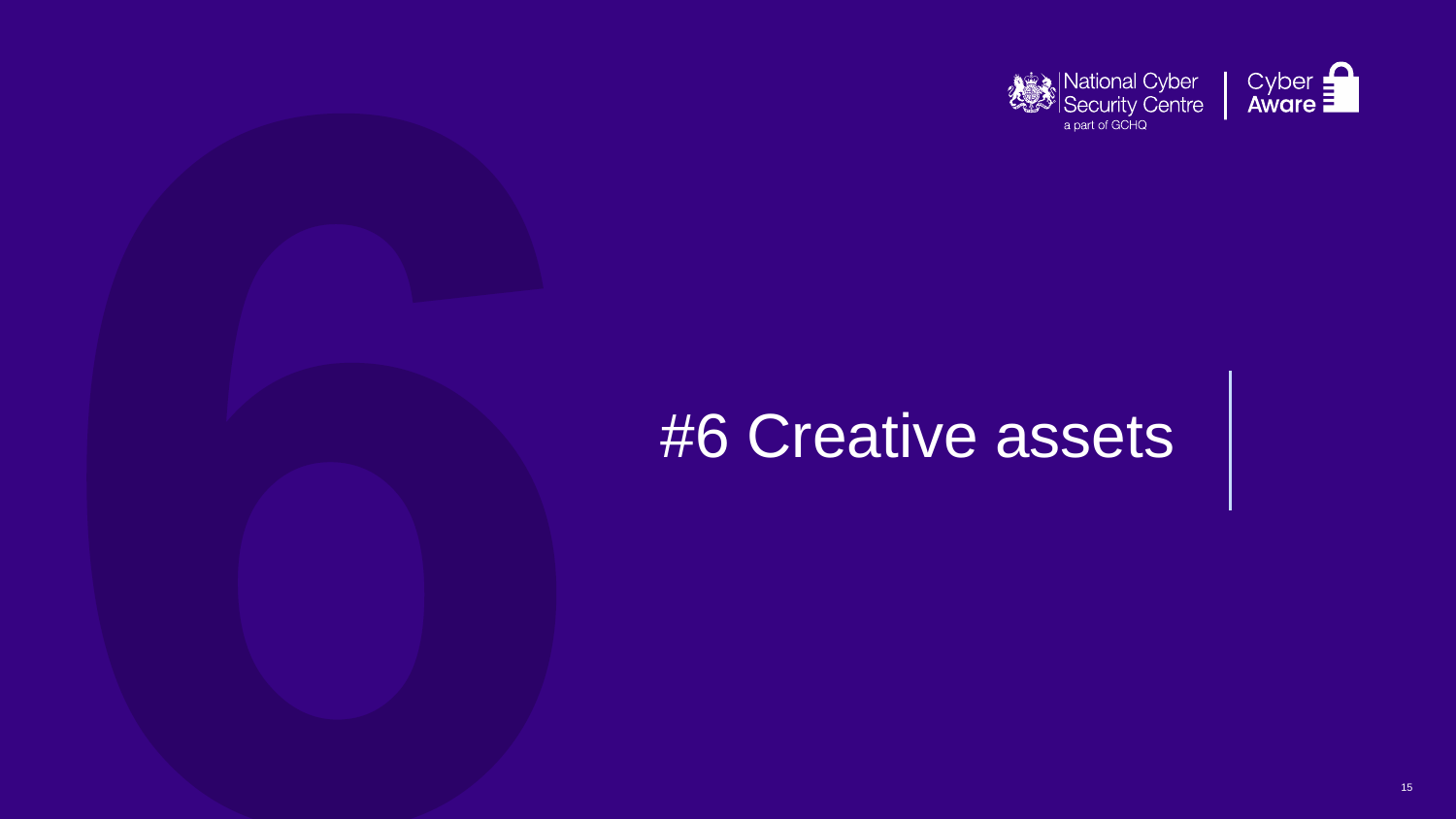# #6 Creative assets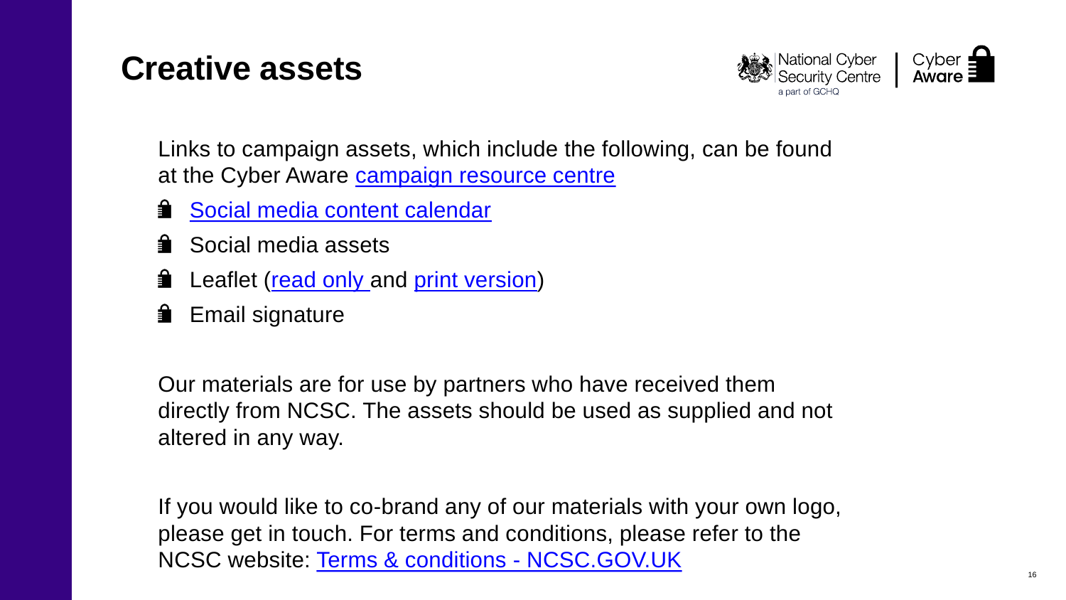# Creative assets

Links to campaign assets, which include the following, can be found at the Cyber Aware campaign resource centre

- Social media content calendar
- Social media assets
- Leaflet (read only and print version)
- Email signature

Our materials are for use by partners who have received them directly from NCSC. The assets should be used as supplied and not altered in any way.

If you would like to co-brand any of our materials with your own logo, please get in touch. For terms and conditions, please refer to the NCSC website: Terms & conditions - NCSC.GOV.UK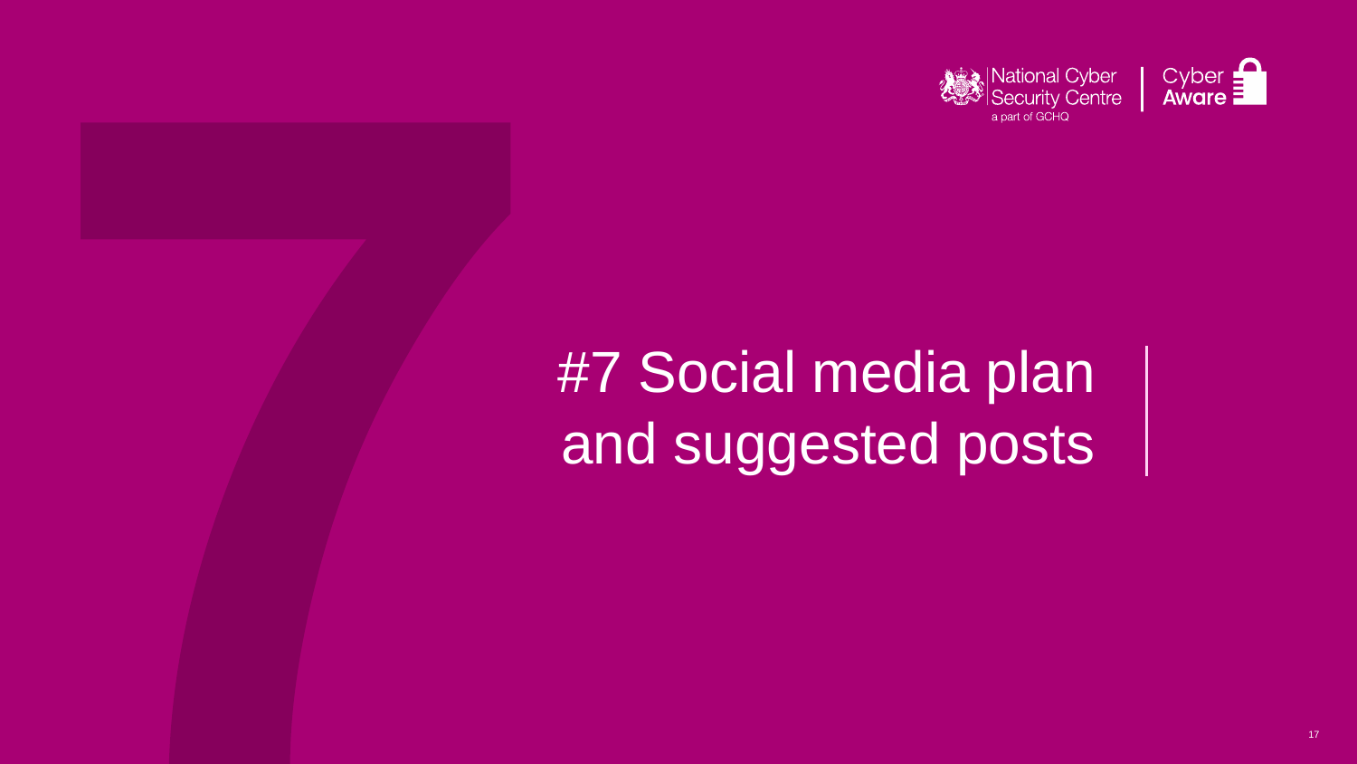# #7 Social media plan and suggested posts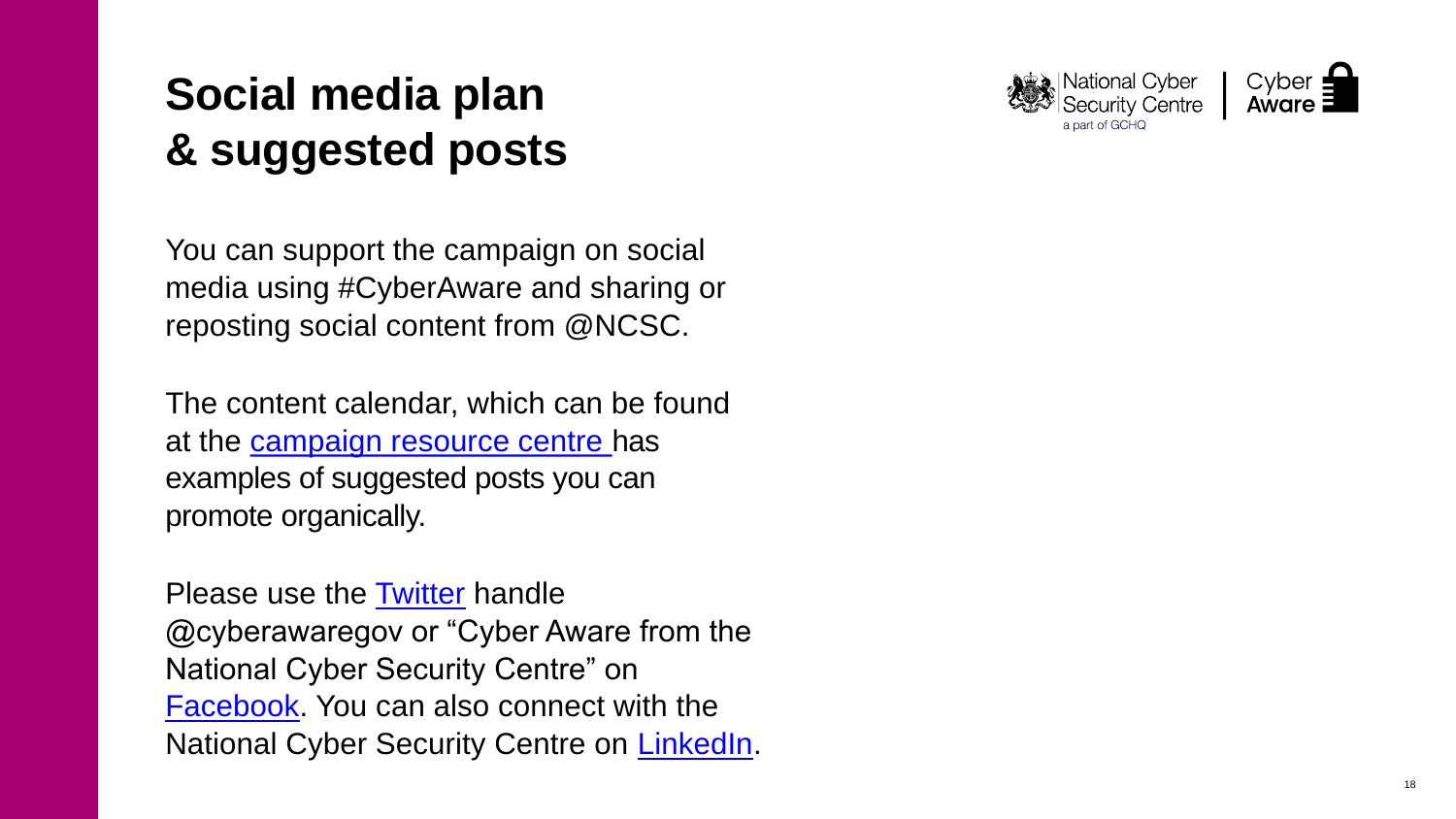# Social media plan & suggested posts

You can support the campaign on social media using #CyberAware and sharing or reposting social content from @NCSC.

The content calendar, which can be found at the campaign resource centre has examples of suggested posts you can promote organically.

Please use the Twitter handle @cyberawaregov or "Cyber Aware from the National Cyber Security Centre" on Facebook. You can also connect with the National Cyber Security Centre on LinkedIn.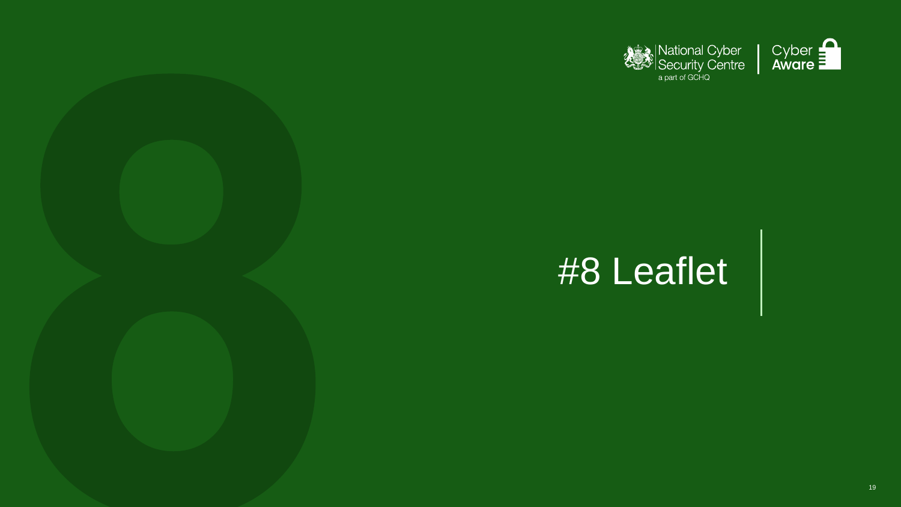# #8 Leaflet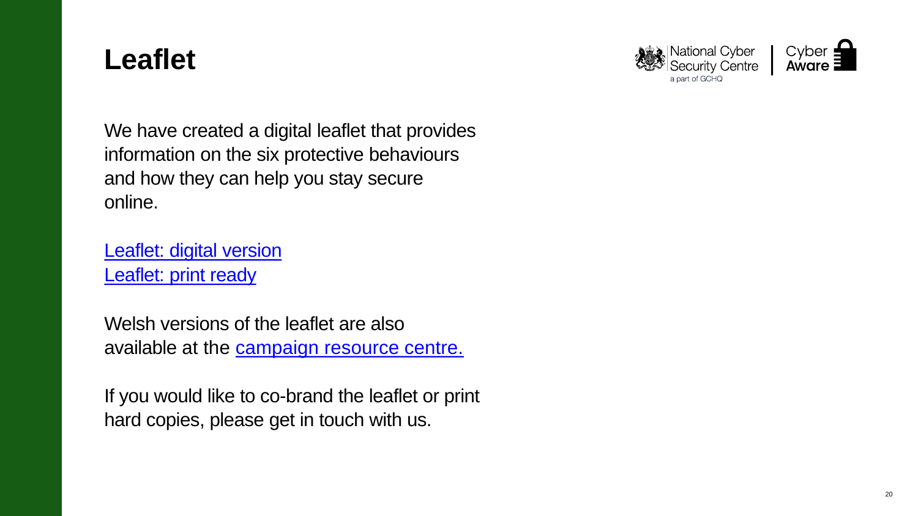# Leaflet

We have created a digital leaflet that provides information on the six protective behaviours and how they can help you stay secure online.

Leaflet: digital version
Leaflet: print ready

Welsh versions of the leaflet are also available at the campaign resource centre.

If you would like to co-brand the leaflet or print hard copies, please get in touch with us.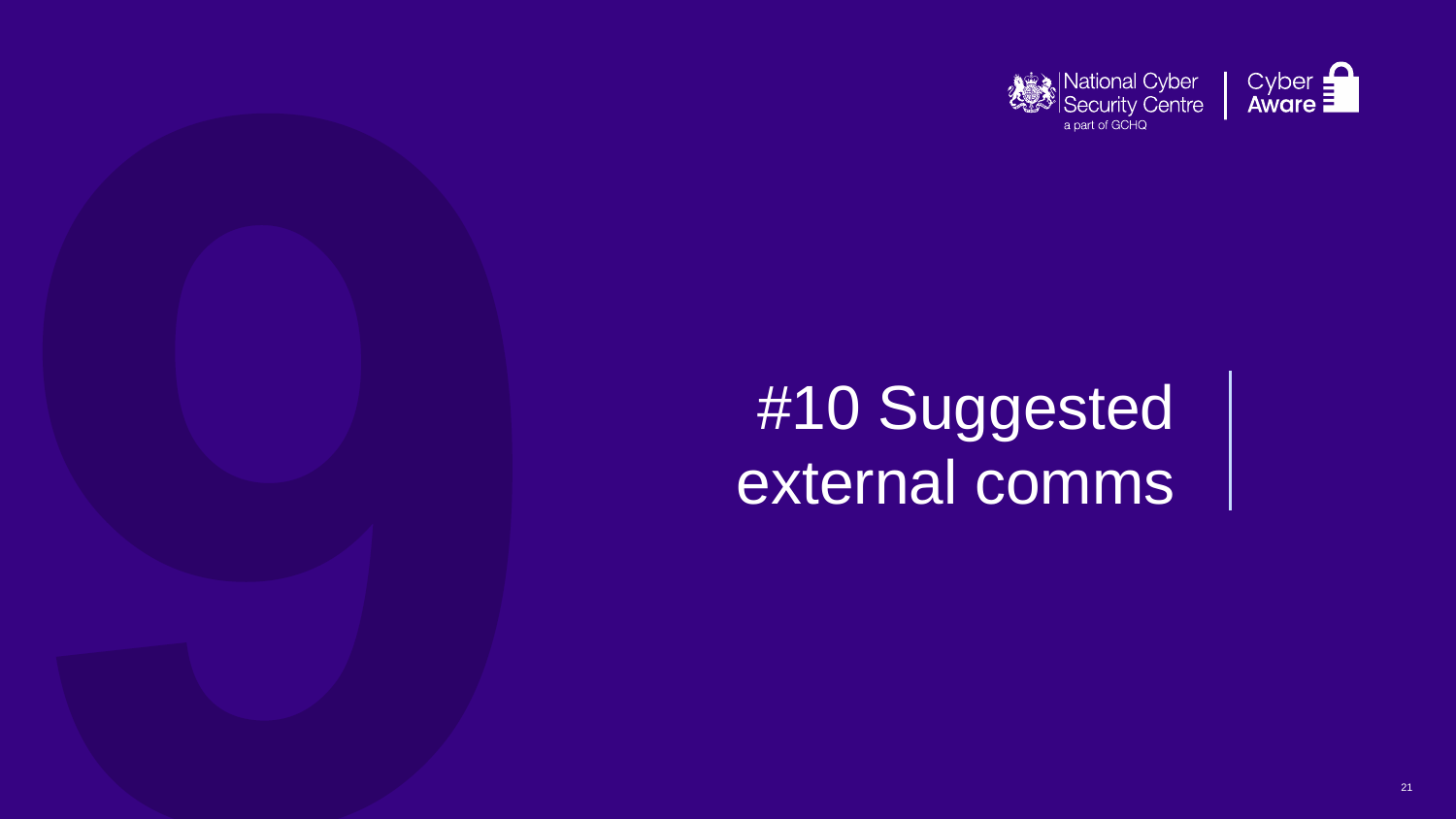# #10 Suggested external comms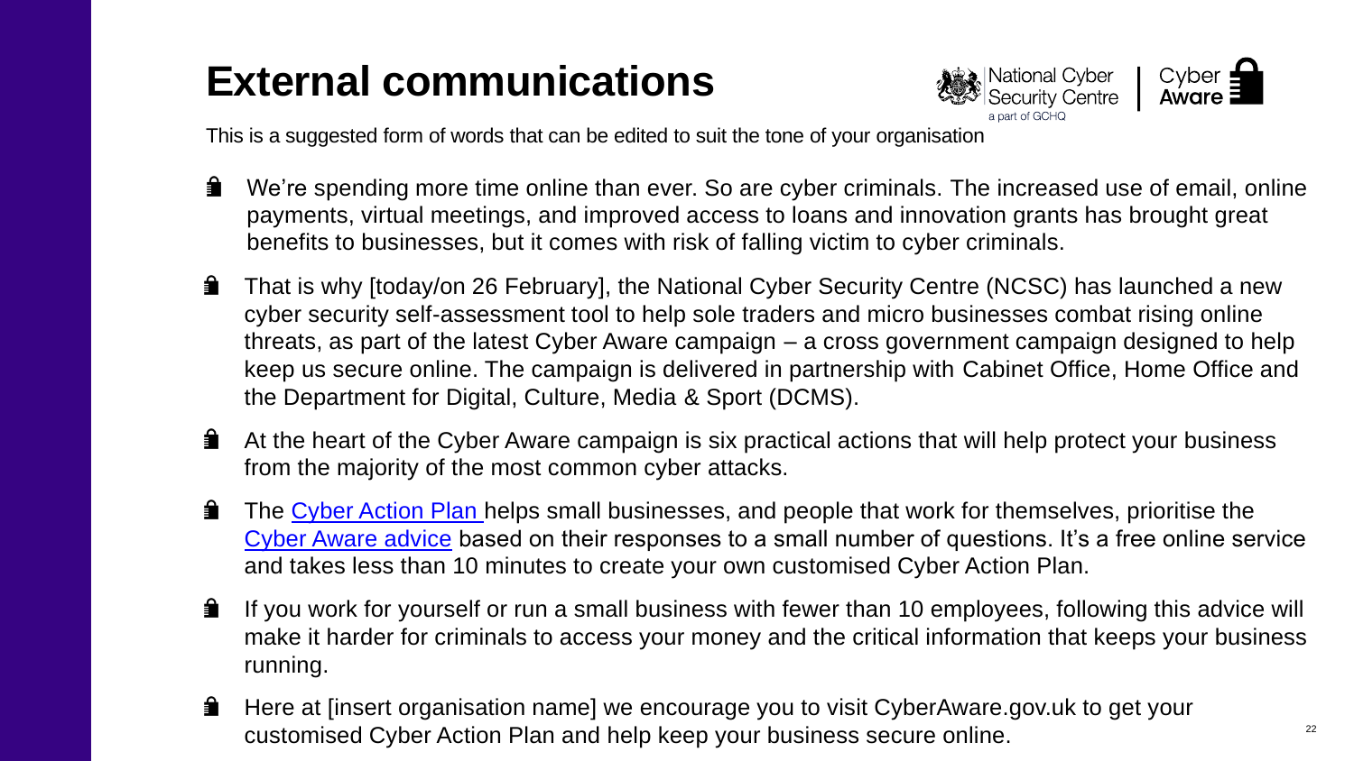# External communications

This is a suggested form of words that can be edited to suit the tone of your organisation

- We're spending more time online than ever. So are cyber criminals. The increased use of email, online payments, virtual meetings, and improved access to loans and innovation grants has brought great benefits to businesses, but it comes with risk of falling victim to cyber criminals.
- That is why [today/on 26 February], the National Cyber Security Centre (NCSC) has launched a new cyber security self-assessment tool to help sole traders and micro businesses combat rising online threats, as part of the latest Cyber Aware campaign – a cross government campaign designed to help keep us secure online. The campaign is delivered in partnership with Cabinet Office, Home Office and the Department for Digital, Culture, Media & Sport (DCMS).
- At the heart of the Cyber Aware campaign is six practical actions that will help protect your business from the majority of the most common cyber attacks.
- The Cyber Action Plan helps small businesses, and people that work for themselves, prioritise the Cyber Aware advice based on their responses to a small number of questions. It's a free online service and takes less than 10 minutes to create your own customised Cyber Action Plan.
- If you work for yourself or run a small business with fewer than 10 employees, following this advice will make it harder for criminals to access your money and the critical information that keeps your business running.
- Here at [insert organisation name] we encourage you to visit CyberAware.gov.uk to get your customised Cyber Action Plan and help keep your business secure online.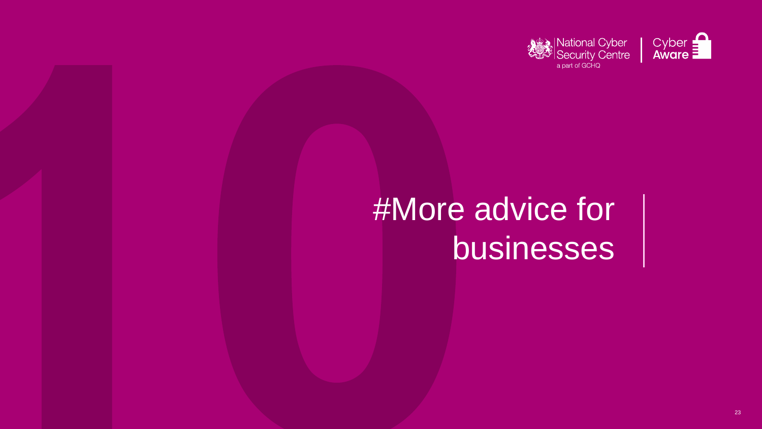# #More advice for businesses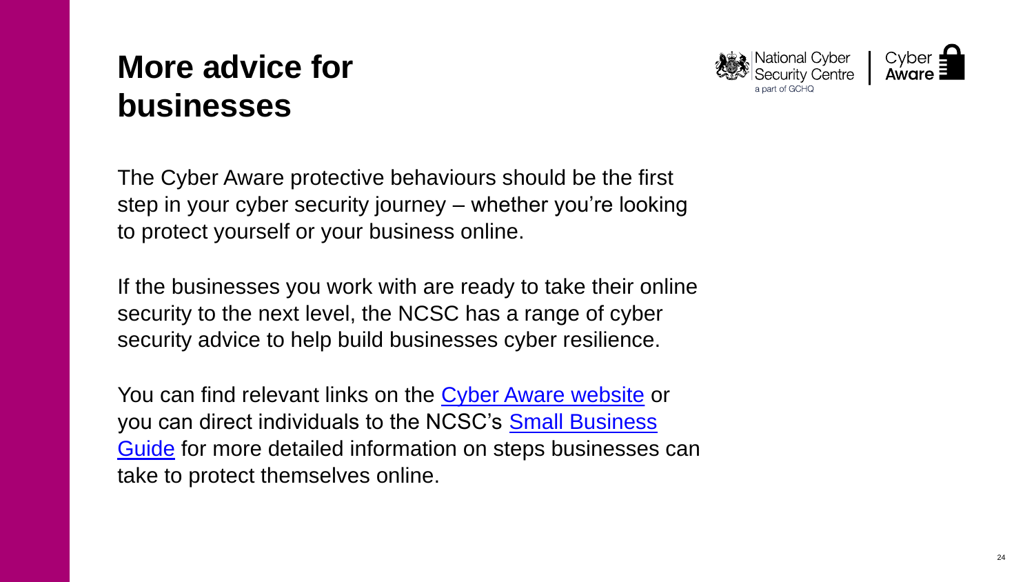# More advice for businesses

The Cyber Aware protective behaviours should be the first step in your cyber security journey – whether you're looking to protect yourself or your business online.

If the businesses you work with are ready to take their online security to the next level, the NCSC has a range of cyber security advice to help build businesses cyber resilience.

You can find relevant links on the Cyber Aware website or you can direct individuals to the NCSC's Small Business Guide for more detailed information on steps businesses can take to protect themselves online.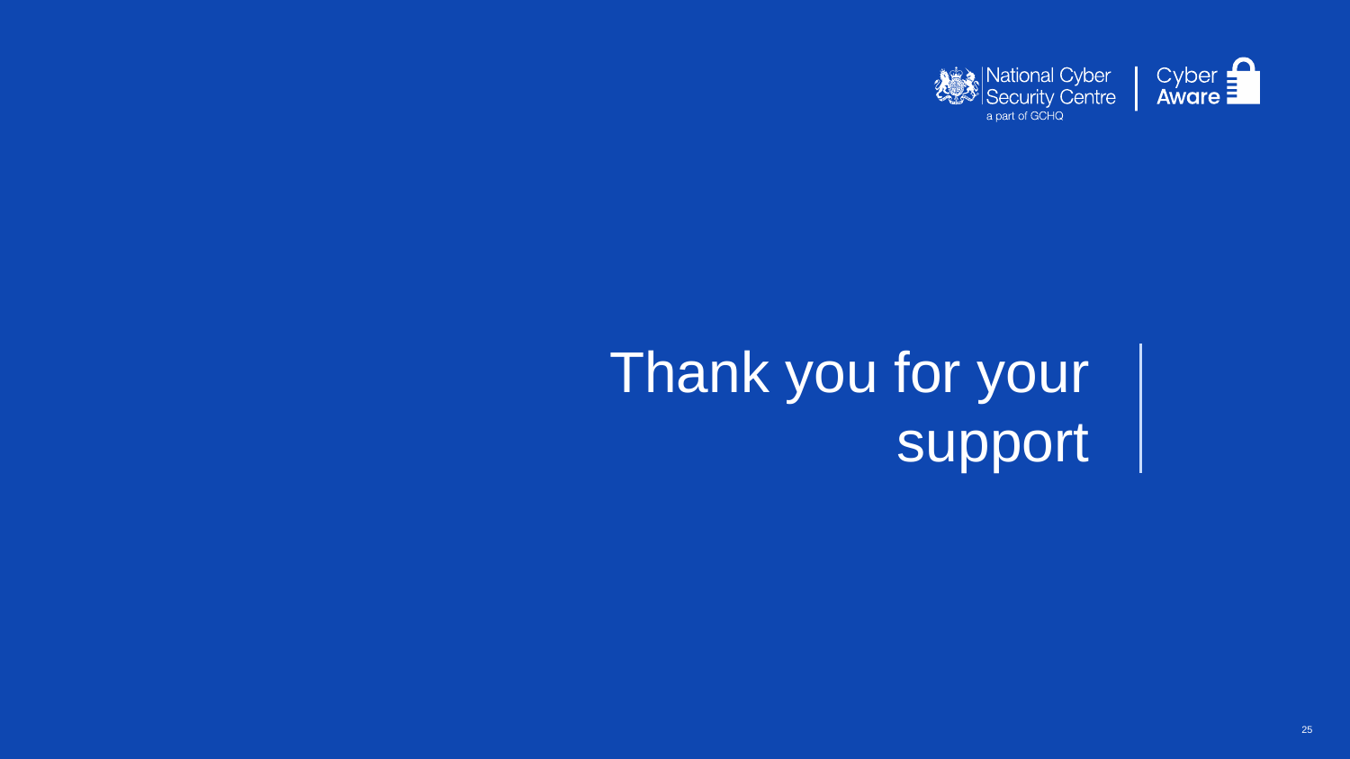National Cyber Security Centre
a part of GCHQ

Cyber Aware

# Thank you for your support